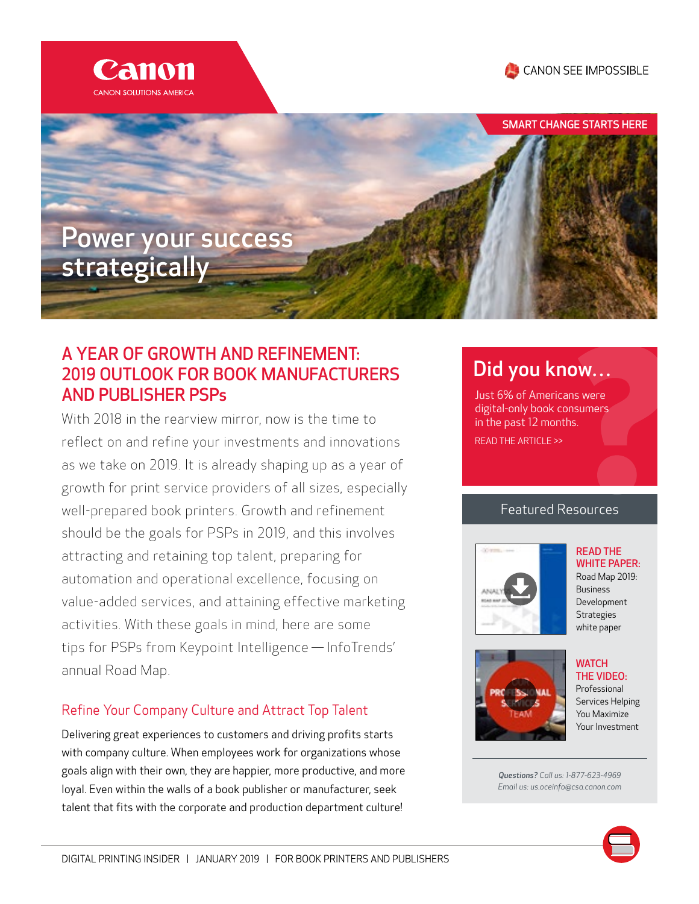Canon

CANON SOLUTIONS AMERICA

CANON SEE IMPOSSIBLE

SMART CHANGE STARTS HERE

# Power your success strategically

## A YEAR OF GROWTH AND REFINEMENT: 2019 OUTLOOK FOR BOOK MANUFACTURERS AND PUBLISHER PSPs

With 2018 in the rearview mirror, now is the time to reflect on and refine your investments and innovations as we take on 2019. It is already shaping up as a year of growth for print service providers of all sizes, especially well-prepared book printers. Growth and refinement should be the goals for PSPs in 2019, and this involves attracting and retaining top talent, preparing for automation and operational excellence, focusing on value-added services, and attaining effective marketing activities. With these goals in mind, here are some tips for PSPs from Keypoint Intelligence — InfoTrends' annual Road Map.

### Refine Your Company Culture and Attract Top Talent

Delivering great experiences to customers and driving profits starts with company culture. When employees work for organizations whose goals align with their own, they are happier, more productive, and more loyal. Even within the walls of a book publisher or manufacturer, seek talent that fits with the corporate and production department culture!

## Did you know…

Just 6% of Americans were digital-only book consumers in the past 12 months.

READ THE ARTICLE >>

## Featured Resources

**READ THE WHITE PAPER:** Road Map 2019: Business Development Strategies white paper

**WATCH THE VIDEO:** Professional Services Helping You Maximize Your Investment

***Questions?*** *Call us: 1-877-623-4969*
*Email us: us.oceinfo@csa.canon.com*

DIGITAL PRINTING INSIDER | JANUARY 2019 | FOR BOOK PRINTERS AND PUBLISHERS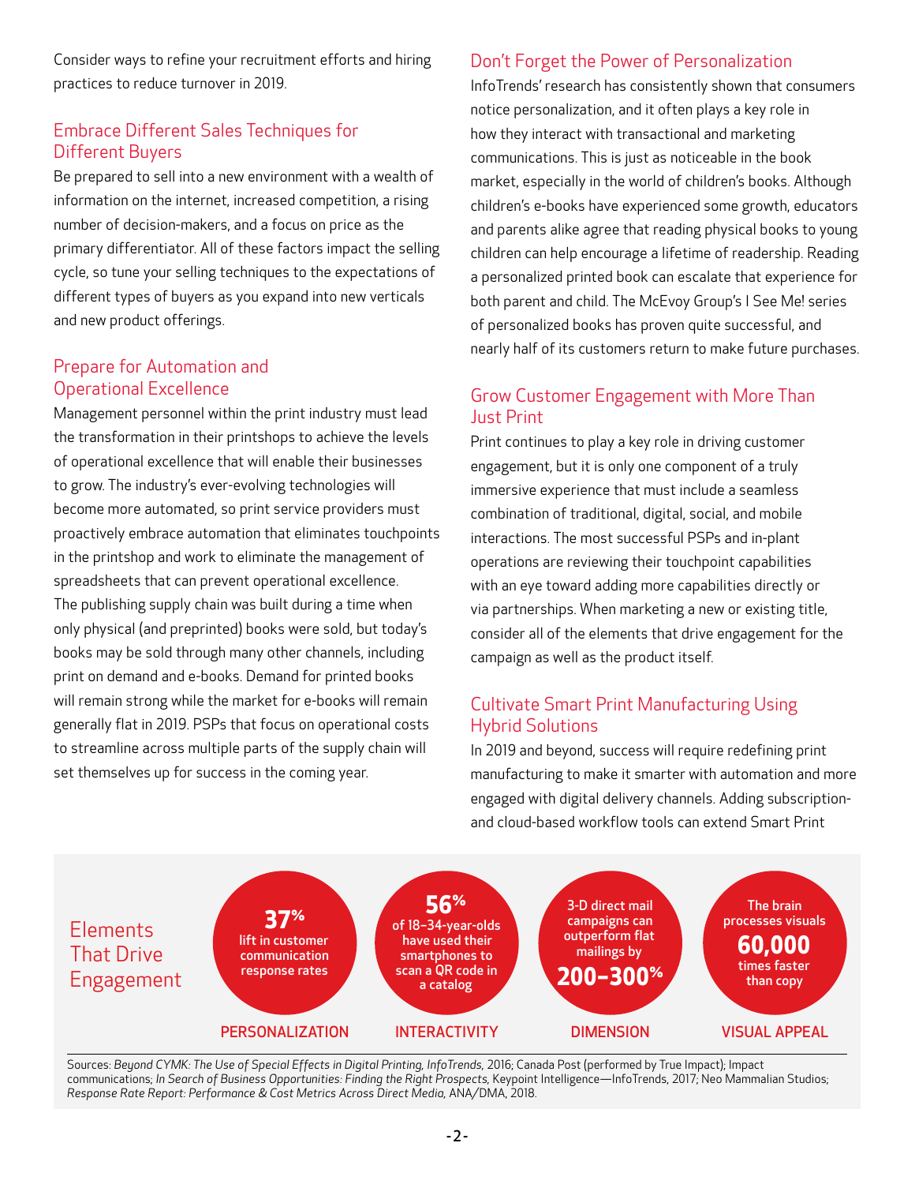Consider ways to refine your recruitment efforts and hiring practices to reduce turnover in 2019.

## Embrace Different Sales Techniques for Different Buyers

Be prepared to sell into a new environment with a wealth of information on the internet, increased competition, a rising number of decision-makers, and a focus on price as the primary differentiator. All of these factors impact the selling cycle, so tune your selling techniques to the expectations of different types of buyers as you expand into new verticals and new product offerings.

## Prepare for Automation and Operational Excellence

Management personnel within the print industry must lead the transformation in their printshops to achieve the levels of operational excellence that will enable their businesses to grow. The industry's ever-evolving technologies will become more automated, so print service providers must proactively embrace automation that eliminates touchpoints in the printshop and work to eliminate the management of spreadsheets that can prevent operational excellence. The publishing supply chain was built during a time when only physical (and preprinted) books were sold, but today's books may be sold through many other channels, including print on demand and e-books. Demand for printed books will remain strong while the market for e-books will remain generally flat in 2019. PSPs that focus on operational costs to streamline across multiple parts of the supply chain will set themselves up for success in the coming year.

## Don't Forget the Power of Personalization

InfoTrends' research has consistently shown that consumers notice personalization, and it often plays a key role in how they interact with transactional and marketing communications. This is just as noticeable in the book market, especially in the world of children's books. Although children's e-books have experienced some growth, educators and parents alike agree that reading physical books to young children can help encourage a lifetime of readership. Reading a personalized printed book can escalate that experience for both parent and child. The McEvoy Group's I See Me! series of personalized books has proven quite successful, and nearly half of its customers return to make future purchases.

## Grow Customer Engagement with More Than Just Print

Print continues to play a key role in driving customer engagement, but it is only one component of a truly immersive experience that must include a seamless combination of traditional, digital, social, and mobile interactions. The most successful PSPs and in-plant operations are reviewing their touchpoint capabilities with an eye toward adding more capabilities directly or via partnerships. When marketing a new or existing title, consider all of the elements that drive engagement for the campaign as well as the product itself.

## Cultivate Smart Print Manufacturing Using Hybrid Solutions

In 2019 and beyond, success will require redefining print manufacturing to make it smarter with automation and more engaged with digital delivery channels. Adding subscription- and cloud-based workflow tools can extend Smart Print

## Elements That Drive Engagement

**PERSONALIZATION:** **37%** lift in customer communication response rates

**INTERACTIVITY:** **56%** of 18–34-year-olds have used their smartphones to scan a QR code in a catalog

**DIMENSION:** 3-D direct mail campaigns can outperform flat mailings by **200–300%**

**VISUAL APPEAL:** The brain processes visuals **60,000** times faster than copy

Sources: *Beyond CYMK: The Use of Special Effects in Digital Printing*, InfoTrends, 2016; Canada Post (performed by True Impact); Impact communications; *In Search of Business Opportunities: Finding the Right Prospects*, Keypoint Intelligence—InfoTrends, 2017; Neo Mammalian Studios; *Response Rate Report: Performance & Cost Metrics Across Direct Media*, ANA/DMA, 2018.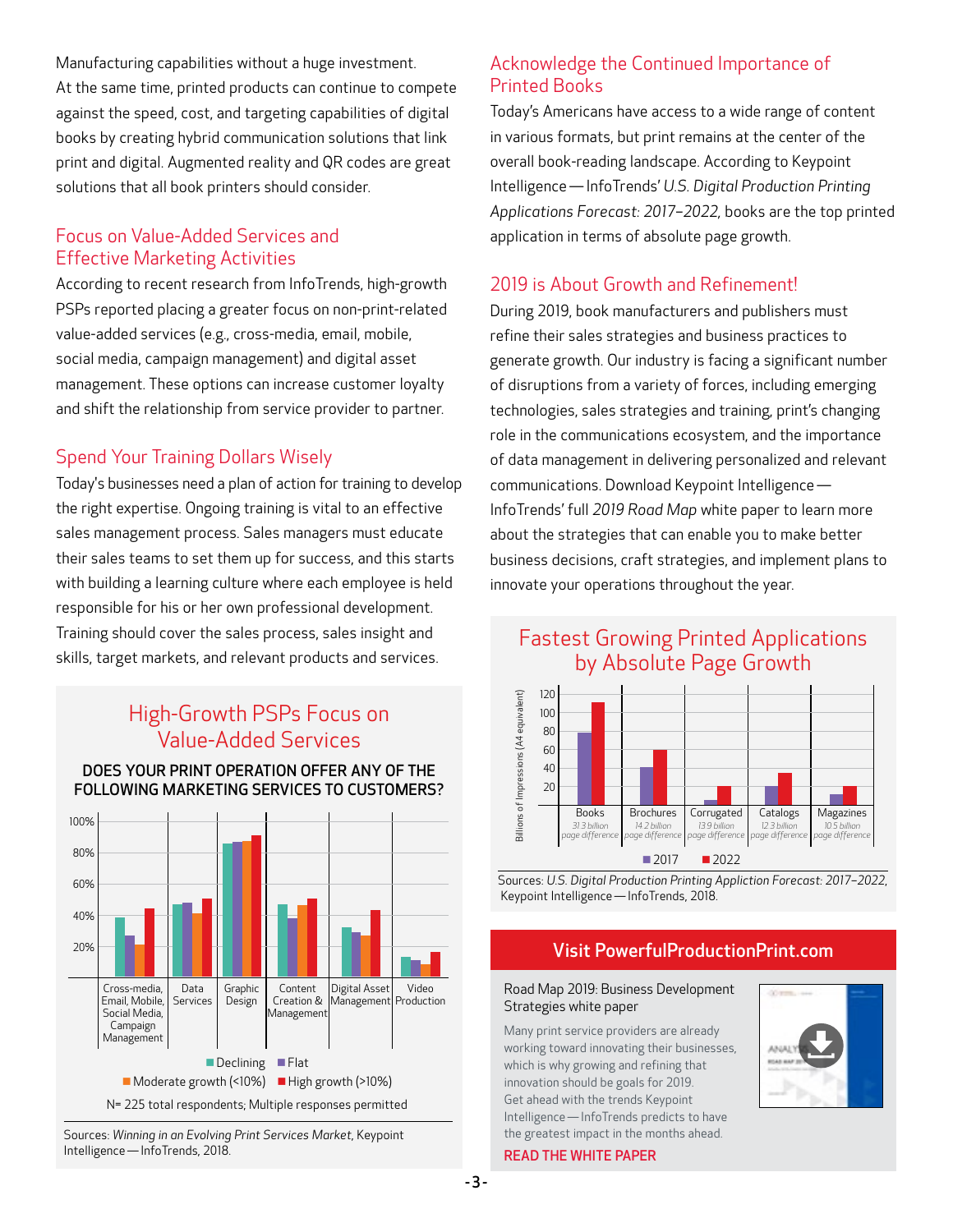Manufacturing capabilities without a huge investment. At the same time, printed products can continue to compete against the speed, cost, and targeting capabilities of digital books by creating hybrid communication solutions that link print and digital. Augmented reality and QR codes are great solutions that all book printers should consider.

## Focus on Value-Added Services and Effective Marketing Activities

According to recent research from InfoTrends, high-growth PSPs reported placing a greater focus on non-print-related value-added services (e.g., cross-media, email, mobile, social media, campaign management) and digital asset management. These options can increase customer loyalty and shift the relationship from service provider to partner.

## Spend Your Training Dollars Wisely

Today's businesses need a plan of action for training to develop the right expertise. Ongoing training is vital to an effective sales management process. Sales managers must educate their sales teams to set them up for success, and this starts with building a learning culture where each employee is held responsible for his or her own professional development. Training should cover the sales process, sales insight and skills, target markets, and relevant products and services.

### High-Growth PSPs Focus on Value-Added Services

**DOES YOUR PRINT OPERATION OFFER ANY OF THE FOLLOWING MARKETING SERVICES TO CUSTOMERS?**

Categories: Cross-media, Email, Mobile, Social Media, Campaign Management; Data Services; Graphic Design; Content Creation & Management; Digital Asset Management; Video Production

Legend: Declining; Flat; Moderate growth (<10%); High growth (>10%)

N= 225 total respondents; Multiple responses permitted

Sources: *Winning in an Evolving Print Services Market*, Keypoint Intelligence — InfoTrends, 2018.

## Acknowledge the Continued Importance of Printed Books

Today's Americans have access to a wide range of content in various formats, but print remains at the center of the overall book-reading landscape. According to Keypoint Intelligence — InfoTrends' *U.S. Digital Production Printing Applications Forecast: 2017–2022*, books are the top printed application in terms of absolute page growth.

## 2019 is About Growth and Refinement!

During 2019, book manufacturers and publishers must refine their sales strategies and business practices to generate growth. Our industry is facing a significant number of disruptions from a variety of forces, including emerging technologies, sales strategies and training, print's changing role in the communications ecosystem, and the importance of data management in delivering personalized and relevant communications. Download Keypoint Intelligence — InfoTrends' full *2019 Road Map* white paper to learn more about the strategies that can enable you to make better business decisions, craft strategies, and implement plans to innovate your operations throughout the year.

### Fastest Growing Printed Applications by Absolute Page Growth

Billions of Impressions (A4 equivalent); Legend: 2017, 2022

| Application | Page difference |
|---|---|
| Books | 31.3 billion page difference |
| Brochures | 14.2 billion page difference |
| Corrugated | 13.9 billion page difference |
| Catalogs | 12.3 billion page difference |
| Magazines | 10.5 billion page difference |

Sources: *U.S. Digital Production Printing Appliction Forecast: 2017–2022*, Keypoint Intelligence — InfoTrends, 2018.

**Visit PowerfulProductionPrint.com**

Road Map 2019: Business Development Strategies white paper

Many print service providers are already working toward innovating their businesses, which is why growing and refining that innovation should be goals for 2019. Get ahead with the trends Keypoint Intelligence — InfoTrends predicts to have the greatest impact in the months ahead.

**READ THE WHITE PAPER**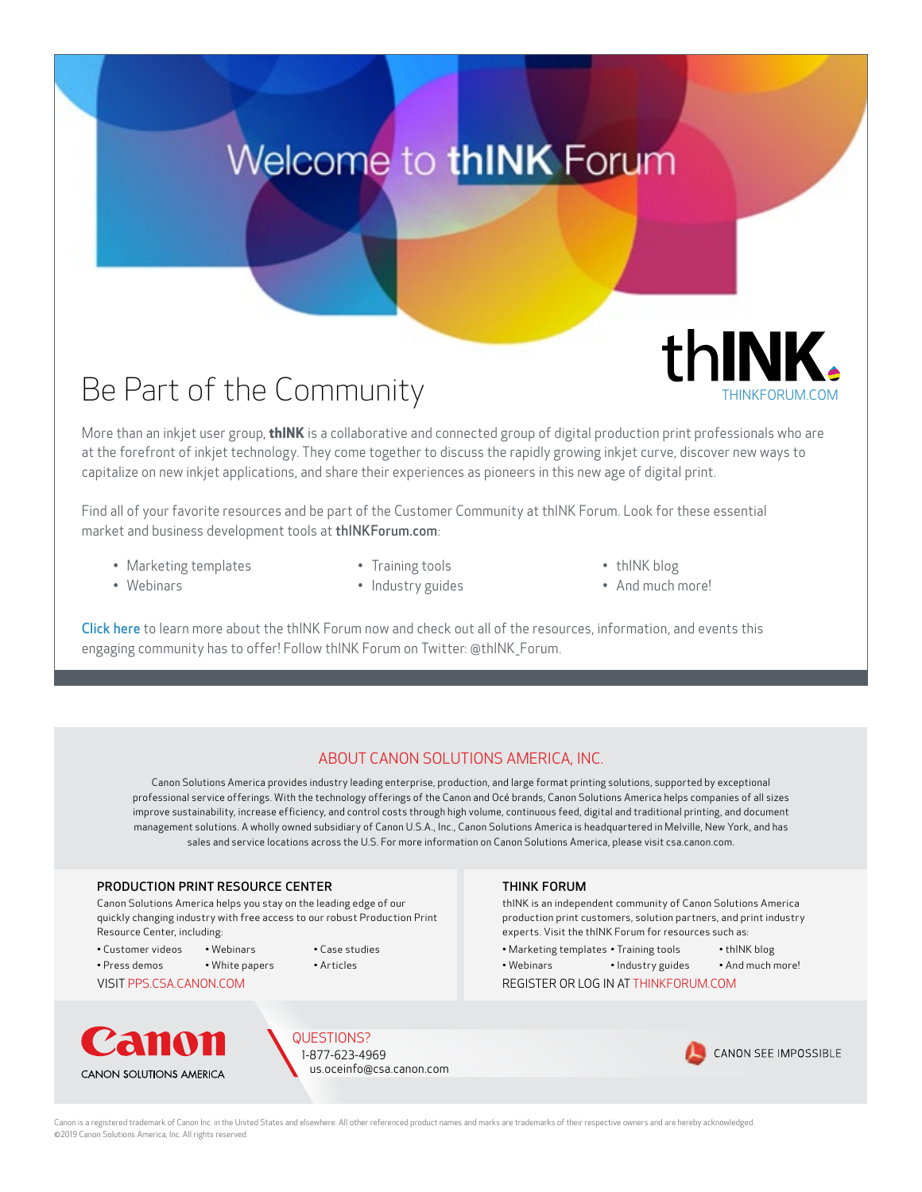# Welcome to thINK Forum

## Be Part of the Community

thINK.
THINKFORUM.COM

More than an inkjet user group, **thINK** is a collaborative and connected group of digital production print professionals who are at the forefront of inkjet technology. They come together to discuss the rapidly growing inkjet curve, discover new ways to capitalize on new inkjet applications, and share their experiences as pioneers in this new age of digital print.

Find all of your favorite resources and be part of the Customer Community at thINK Forum. Look for these essential market and business development tools at thINKForum.com:

- Marketing templates
- Webinars
- Training tools
- Industry guides
- thINK blog
- And much more!

Click here to learn more about the thINK Forum now and check out all of the resources, information, and events this engaging community has to offer! Follow thINK Forum on Twitter: @thINK_Forum.

## ABOUT CANON SOLUTIONS AMERICA, INC.

Canon Solutions America provides industry leading enterprise, production, and large format printing solutions, supported by exceptional professional service offerings. With the technology offerings of the Canon and Océ brands, Canon Solutions America helps companies of all sizes improve sustainability, increase efficiency, and control costs through high volume, continuous feed, digital and traditional printing, and document management solutions. A wholly owned subsidiary of Canon U.S.A., Inc., Canon Solutions America is headquartered in Melville, New York, and has sales and service locations across the U.S. For more information on Canon Solutions America, please visit csa.canon.com.

### PRODUCTION PRINT RESOURCE CENTER

Canon Solutions America helps you stay on the leading edge of our quickly changing industry with free access to our robust Production Print Resource Center, including:

- Customer videos
- Press demos
- Webinars
- White papers
- Case studies
- Articles

VISIT PPS.CSA.CANON.COM

### THINK FORUM

thINK is an independent community of Canon Solutions America production print customers, solution partners, and print industry experts. Visit the thINK Forum for resources such as:

- Marketing templates
- Webinars
- Training tools
- Industry guides
- thINK blog
- And much more!

REGISTER OR LOG IN AT THINKFORUM.COM

Canon
CANON SOLUTIONS AMERICA

QUESTIONS?
1-877-623-4969
us.oceinfo@csa.canon.com

CANON SEE IMPOSSIBLE

Canon is a registered trademark of Canon Inc. in the United States and elsewhere. All other referenced product names and marks are trademarks of their respective owners and are hereby acknowledged.
©2019 Canon Solutions America, Inc. All rights reserved.